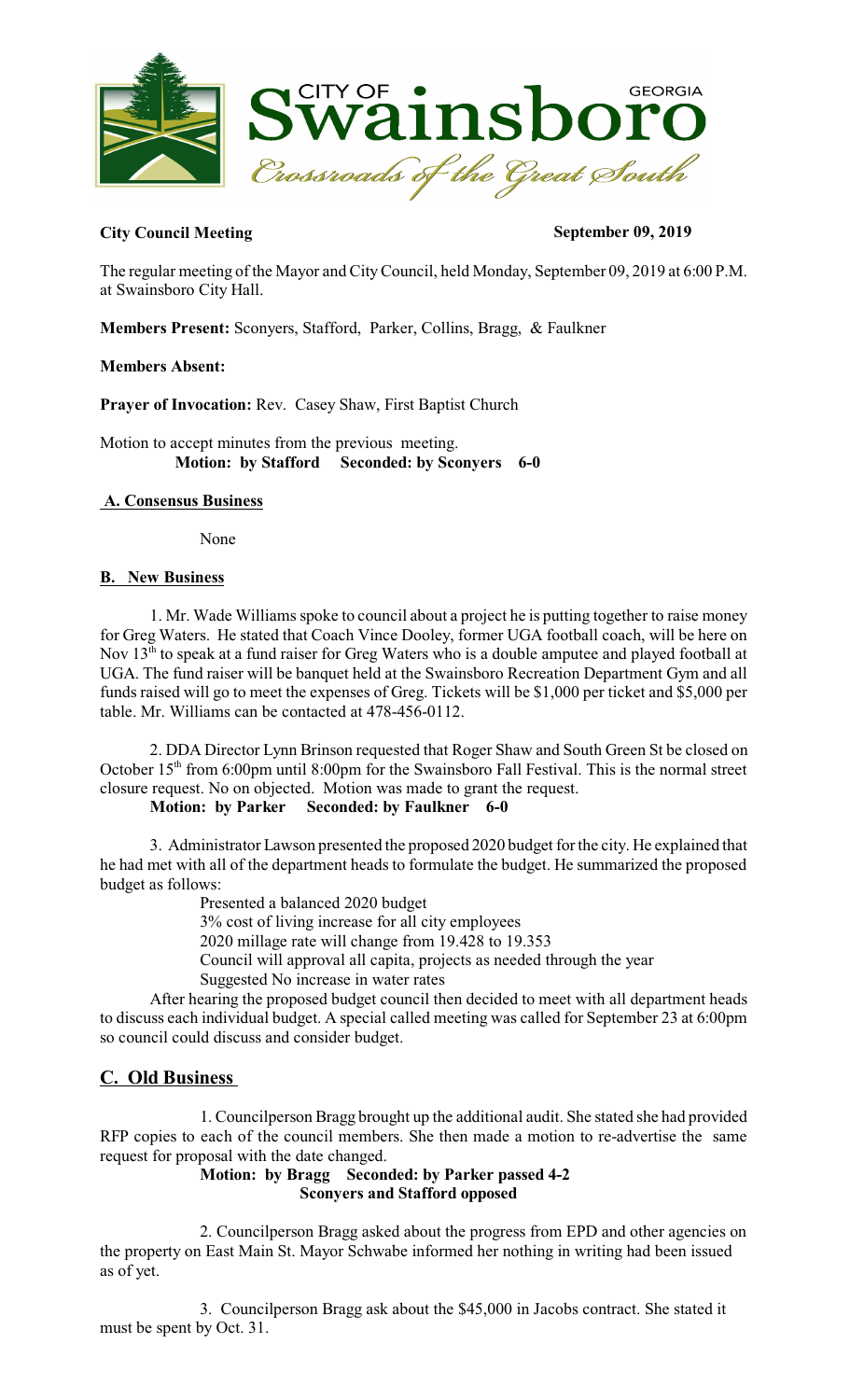**City Council Meeting** **September 09, 2019**

The regular meeting of the Mayor and City Council, held Monday, September 09, 2019 at 6:00 P.M. at Swainsboro City Hall.

**Members Present:** Sconyers, Stafford, Parker, Collins, Bragg, & Faulkner

**Members Absent:**

**Prayer of Invocation:** Rev. Casey Shaw, First Baptist Church

Motion to accept minutes from the previous meeting.
**Motion: by Stafford Seconded: by Sconyers 6-0**

## A. Consensus Business

None

## B. New Business

1. Mr. Wade Williams spoke to council about a project he is putting together to raise money for Greg Waters. He stated that Coach Vince Dooley, former UGA football coach, will be here on Nov 13th to speak at a fund raiser for Greg Waters who is a double amputee and played football at UGA. The fund raiser will be banquet held at the Swainsboro Recreation Department Gym and all funds raised will go to meet the expenses of Greg. Tickets will be $1,000 per ticket and $5,000 per table. Mr. Williams can be contacted at 478-456-0112.

2. DDA Director Lynn Brinson requested that Roger Shaw and South Green St be closed on October 15th from 6:00pm until 8:00pm for the Swainsboro Fall Festival. This is the normal street closure request. No on objected. Motion was made to grant the request.
**Motion: by Parker Seconded: by Faulkner 6-0**

3. Administrator Lawson presented the proposed 2020 budget for the city. He explained that he had met with all of the department heads to formulate the budget. He summarized the proposed budget as follows:

Presented a balanced 2020 budget
3% cost of living increase for all city employees
2020 millage rate will change from 19.428 to 19.353
Council will approval all capita, projects as needed through the year
Suggested No increase in water rates

After hearing the proposed budget council then decided to meet with all department heads to discuss each individual budget. A special called meeting was called for September 23 at 6:00pm so council could discuss and consider budget.

## C. Old Business

1. Councilperson Bragg brought up the additional audit. She stated she had provided RFP copies to each of the council members. She then made a motion to re-advertise the same request for proposal with the date changed.
**Motion: by Bragg Seconded: by Parker passed 4-2**
**Sconyers and Stafford opposed**

2. Councilperson Bragg asked about the progress from EPD and other agencies on the property on East Main St. Mayor Schwabe informed her nothing in writing had been issued as of yet.

3. Councilperson Bragg ask about the $45,000 in Jacobs contract. She stated it must be spent by Oct. 31.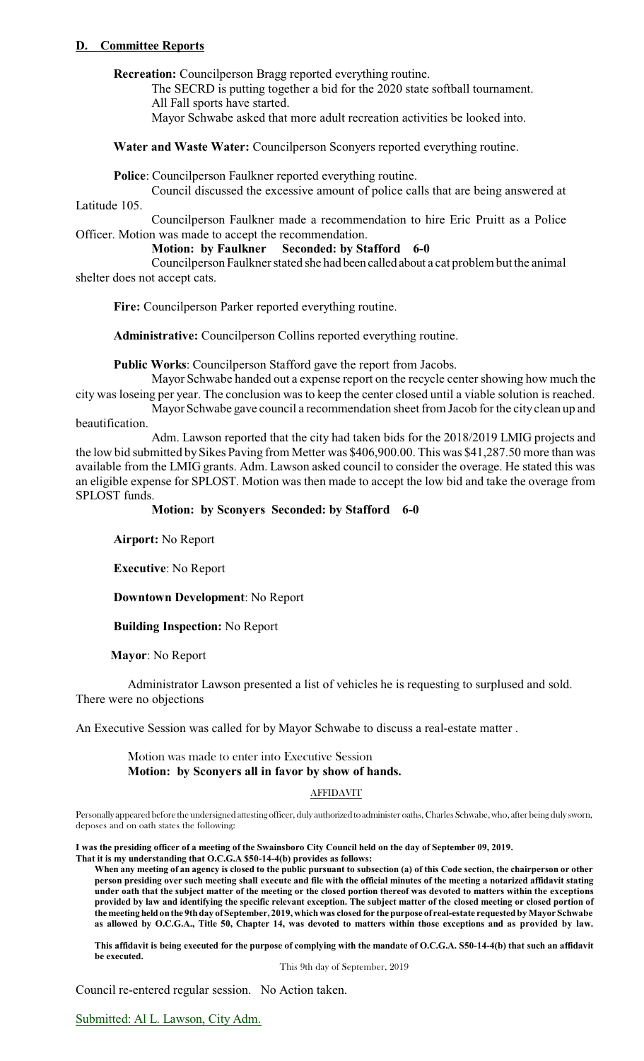**D. Committee Reports**

**Recreation:** Councilperson Bragg reported everything routine.
The SECRD is putting together a bid for the 2020 state softball tournament.
All Fall sports have started.
Mayor Schwabe asked that more adult recreation activities be looked into.

**Water and Waste Water:** Councilperson Sconyers reported everything routine.

**Police**: Councilperson Faulkner reported everything routine.

Council discussed the excessive amount of police calls that are being answered at Latitude 105.

Councilperson Faulkner made a recommendation to hire Eric Pruitt as a Police Officer. Motion was made to accept the recommendation.

**Motion: by Faulkner Seconded: by Stafford 6-0**

Councilperson Faulkner stated she had been called about a cat problem but the animal shelter does not accept cats.

**Fire:** Councilperson Parker reported everything routine.

**Administrative:** Councilperson Collins reported everything routine.

**Public Works**: Councilperson Stafford gave the report from Jacobs.

Mayor Schwabe handed out a expense report on the recycle center showing how much the city was loseing per year. The conclusion was to keep the center closed until a viable solution is reached.

Mayor Schwabe gave council a recommendation sheet from Jacob for the city clean up and beautification.

Adm. Lawson reported that the city had taken bids for the 2018/2019 LMIG projects and the low bid submitted by Sikes Paving from Metter was $406,900.00. This was $41,287.50 more than was available from the LMIG grants. Adm. Lawson asked council to consider the overage. He stated this was an eligible expense for SPLOST. Motion was then made to accept the low bid and take the overage from SPLOST funds.

**Motion: by Sconyers Seconded: by Stafford 6-0**

**Airport:** No Report

**Executive**: No Report

**Downtown Development**: No Report

**Building Inspection:** No Report

**Mayor**: No Report

Administrator Lawson presented a list of vehicles he is requesting to surplused and sold. There were no objections

An Executive Session was called for by Mayor Schwabe to discuss a real-estate matter .

Motion was made to enter into Executive Session
**Motion: by Sconyers all in favor by show of hands.**

AFFIDAVIT

Personally appeared before the undersigned attesting officer, duly authorized to administer oaths, Charles Schwabe, who, after being duly sworn, deposes and on oath states the following:

**I was the presiding officer of a meeting of the Swainsboro City Council held on the day of September 09, 2019.**
**That it is my understanding that O.C.G.A $50-14-4(b) provides as follows:**

**When any meeting of an agency is closed to the public pursuant to subsection (a) of this Code section, the chairperson or other person presiding over such meeting shall execute and file with the official minutes of the meeting a notarized affidavit stating under oath that the subject matter of the meeting or the closed portion thereof was devoted to matters within the exceptions provided by law and identifying the specific relevant exception. The subject matter of the closed meeting or closed portion of the meeting held on the 9th day of September, 2019, which was closed for the purpose of real-estate requested by Mayor Schwabe as allowed by O.C.G.A., Title 50, Chapter 14, was devoted to matters within those exceptions and as provided by law.**

**This affidavit is being executed for the purpose of complying with the mandate of O.C.G.A. S50-14-4(b) that such an affidavit be executed.**

This 9th day of September, 2019

Council re-entered regular session. No Action taken.

Submitted: Al L. Lawson, City Adm.